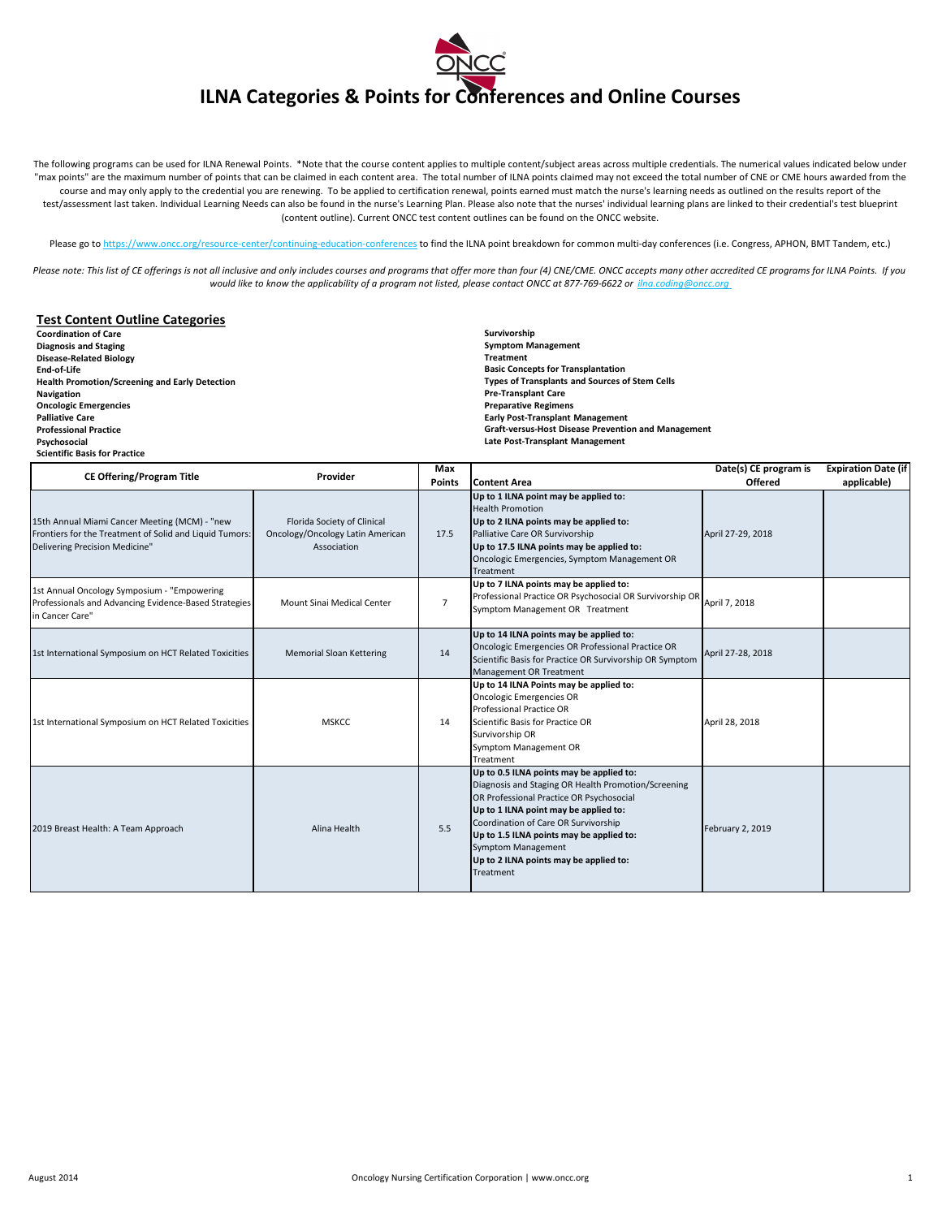# ILNA Categories & Points for Conferences and Online Courses

The following programs can be used for ILNA Renewal Points. *Note that the course content applies to multiple content/subject areas across multiple credentials. The numerical values indicated below under "max points" are the maximum number of points that can be claimed in each content area. The total number of ILNA points claimed may not exceed the total number of CNE or CME hours awarded from the course and may only apply to the credential you are renewing. To be applied to certification renewal, points earned must match the nurse's learning needs as outlined on the results report of the test/assessment last taken. Individual Learning Needs can also be found in the nurse's Learning Plan. Please also note that the nurses' individual learning plans are linked to their credential's test blueprint (content outline). Current ONCC test content outlines can be found on the ONCC website.

Please go to https://www.oncc.org/resource-center/continuing-education-conferences to find the ILNA point breakdown for common multi-day conferences (i.e. Congress, APHON, BMT Tandem, etc.)

*Please note: This list of CE offerings is not all inclusive and only includes courses and programs that offer more than four (4) CNE/CME. ONCC accepts many other accredited CE programs for ILNA Points. If you would like to know the applicability of a program not listed, please contact ONCC at 877-769-6622 or ilna.coding@oncc.org*

## Test Content Outline Categories

**Coordination of Care**
**Diagnosis and Staging**
**Disease-Related Biology**
**End-of-Life**
**Health Promotion/Screening and Early Detection**
**Navigation**
**Oncologic Emergencies**
**Palliative Care**
**Professional Practice**
**Psychosocial**
**Scientific Basis for Practice**
**Survivorship**
**Symptom Management**
**Treatment**
**Basic Concepts for Transplantation**
**Types of Transplants and Sources of Stem Cells**
**Pre-Transplant Care**
**Preparative Regimens**
**Early Post-Transplant Management**
**Graft-versus-Host Disease Prevention and Management**
**Late Post-Transplant Management**

| CE Offering/Program Title | Provider | Max Points | Content Area | Date(s) CE program is Offered | Expiration Date (if applicable) |
|---|---|---|---|---|---|
| 15th Annual Miami Cancer Meeting (MCM) - "new Frontiers for the Treatment of Solid and Liquid Tumors: Delivering Precision Medicine" | Florida Society of Clinical Oncology/Oncology Latin American Association | 17.5 | **Up to 1 ILNA point may be applied to:** Health Promotion **Up to 2 ILNA points may be applied to:** Palliative Care OR Survivorship **Up to 17.5 ILNA points may be applied to:** Oncologic Emergencies, Symptom Management OR Treatment | April 27-29, 2018 | |
| 1st Annual Oncology Symposium - "Empowering Professionals and Advancing Evidence-Based Strategies in Cancer Care" | Mount Sinai Medical Center | 7 | **Up to 7 ILNA points may be applied to:** Professional Practice OR Psychosocial OR Survivorship OR Symptom Management OR Treatment | April 7, 2018 | |
| 1st International Symposium on HCT Related Toxicities | Memorial Sloan Kettering | 14 | **Up to 14 ILNA points may be applied to:** Oncologic Emergencies OR Professional Practice OR Scientific Basis for Practice OR Survivorship OR Symptom Management OR Treatment | April 27-28, 2018 | |
| 1st International Symposium on HCT Related Toxicities | MSKCC | 14 | **Up to 14 ILNA Points may be applied to:** Oncologic Emergencies OR Professional Practice OR Scientific Basis for Practice OR Survivorship OR Symptom Management OR Treatment | April 28, 2018 | |
| 2019 Breast Health: A Team Approach | Alina Health | 5.5 | **Up to 0.5 ILNA points may be applied to:** Diagnosis and Staging OR Health Promotion/Screening OR Professional Practice OR Psychosocial **Up to 1 ILNA point may be applied to:** Coordination of Care OR Survivorship **Up to 1.5 ILNA points may be applied to:** Symptom Management **Up to 2 ILNA points may be applied to:** Treatment | February 2, 2019 | |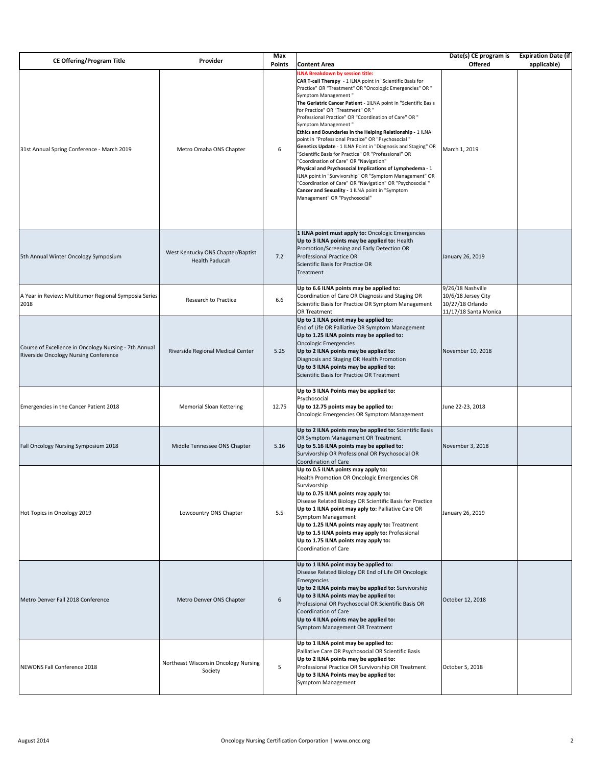| CE Offering/Program Title | Provider | Max Points | Content Area | Date(s) CE program is Offered | Expiration Date (if applicable) |
|---|---|---|---|---|---|
| 31st Annual Spring Conference - March 2019 | Metro Omaha ONS Chapter | 6 | **ILNA Breakdown by session title:** **CAR T-cell Therapy** - 1 ILNA point in "Scientific Basis for Practice" OR "Treatment" OR "Oncologic Emergencies" OR " Symptom Management " **The Geriatric Cancer Patient** - 1ILNA point in "Scientific Basis for Practice" OR "Treatment" OR " Professional Practice" OR "Coordination of Care" OR " Symptom Management " **Ethics and Boundaries in the Helping Relationship** - 1 ILNA point in "Professional Practice" OR "Psychosocial " **Genetics Update** - 1 ILNA Point in "Diagnosis and Staging" OR "Scientific Basis for Practice" OR "Professional" OR "Coordination of Care" OR "Navigation" **Physical and Psychosocial Implications of Lymphedema** - 1 ILNA point in "Survivorship" OR "Symptom Management" OR "Coordination of Care" OR "Navigation" OR "Psychosocial " **Cancer and Sexuality** - 1 ILNA point in "Symptom Management" OR "Psychosocial" | March 1, 2019 | |
| 5th Annual Winter Oncology Symposium | West Kentucky ONS Chapter/Baptist Health Paducah | 7.2 | **1 ILNA point must apply to:** Oncologic Emergencies **Up to 3 ILNA points may be applied to:** Health Promotion/Screening and Early Detection OR Professional Practice OR Scientific Basis for Practice OR Treatment | January 26, 2019 | |
| A Year in Review: Multitumor Regional Symposia Series 2018 | Research to Practice | 6.6 | **Up to 6.6 ILNA points may be applied to:** Coordination of Care OR Diagnosis and Staging OR Scientific Basis for Practice OR Symptom Management OR Treatment | 9/26/18 Nashville 10/6/18 Jersey City 10/27/18 Orlando 11/17/18 Santa Monica | |
| Course of Excellence in Oncology Nursing - 7th Annual Riverside Oncology Nursing Conference | Riverside Regional Medical Center | 5.25 | **Up to 1 ILNA point may be applied to:** End of Life OR Palliative OR Symptom Management **Up to 1.25 ILNA points may be applied to:** Oncologic Emergencies **Up to 2 ILNA points may be applied to:** Diagnosis and Staging OR Health Promotion **Up to 3 ILNA points may be applied to:** Scientific Basis for Practice OR Treatment | November 10, 2018 | |
| Emergencies in the Cancer Patient 2018 | Memorial Sloan Kettering | 12.75 | **Up to 3 ILNA Points may be applied to:** Psychosocial **Up to 12.75 points may be applied to:** Oncologic Emergencies OR Symptom Management | June 22-23, 2018 | |
| Fall Oncology Nursing Symposium 2018 | Middle Tennessee ONS Chapter | 5.16 | **Up to 2 ILNA points may be applied to:** Scientific Basis OR Symptom Management OR Treatment **Up to 5.16 ILNA points may be applied to:** Survivorship OR Professional OR Psychosocial OR Coordination of Care | November 3, 2018 | |
| Hot Topics in Oncology 2019 | Lowcountry ONS Chapter | 5.5 | **Up to 0.5 ILNA points may apply to:** Health Promotion OR Oncologic Emergencies OR Survivorship **Up to 0.75 ILNA points may apply to:** Disease Related Biology OR Scientific Basis for Practice **Up to 1 ILNA point may aply to:** Palliative Care OR Symptom Management **Up to 1.25 ILNA points may apply to:** Treatment **Up to 1.5 ILNA points may apply to:** Professional **Up to 1.75 ILNA points may apply to:** Coordination of Care | January 26, 2019 | |
| Metro Denver Fall 2018 Conference | Metro Denver ONS Chapter | 6 | **Up to 1 ILNA point may be applied to:** Disease Related Biology OR End of Life OR Oncologic Emergencies **Up to 2 ILNA points may be applied to:** Survivorship **Up to 3 ILNA points may be applied to:** Professional OR Psychosocial OR Scientific Basis OR Coordination of Care **Up to 4 ILNA points may be applied to:** Symptom Management OR Treatment | October 12, 2018 | |
| NEWONS Fall Conference 2018 | Northeast Wisconsin Oncology Nursing Society | 5 | **Up to 1 ILNA point may be applied to:** Palliative Care OR Psychosocial OR Scientific Basis **Up to 2 ILNA points may be applied to:** Professional Practice OR Survivorship OR Treatment **Up to 3 ILNA Points may be applied to:** Symptom Management | October 5, 2018 | |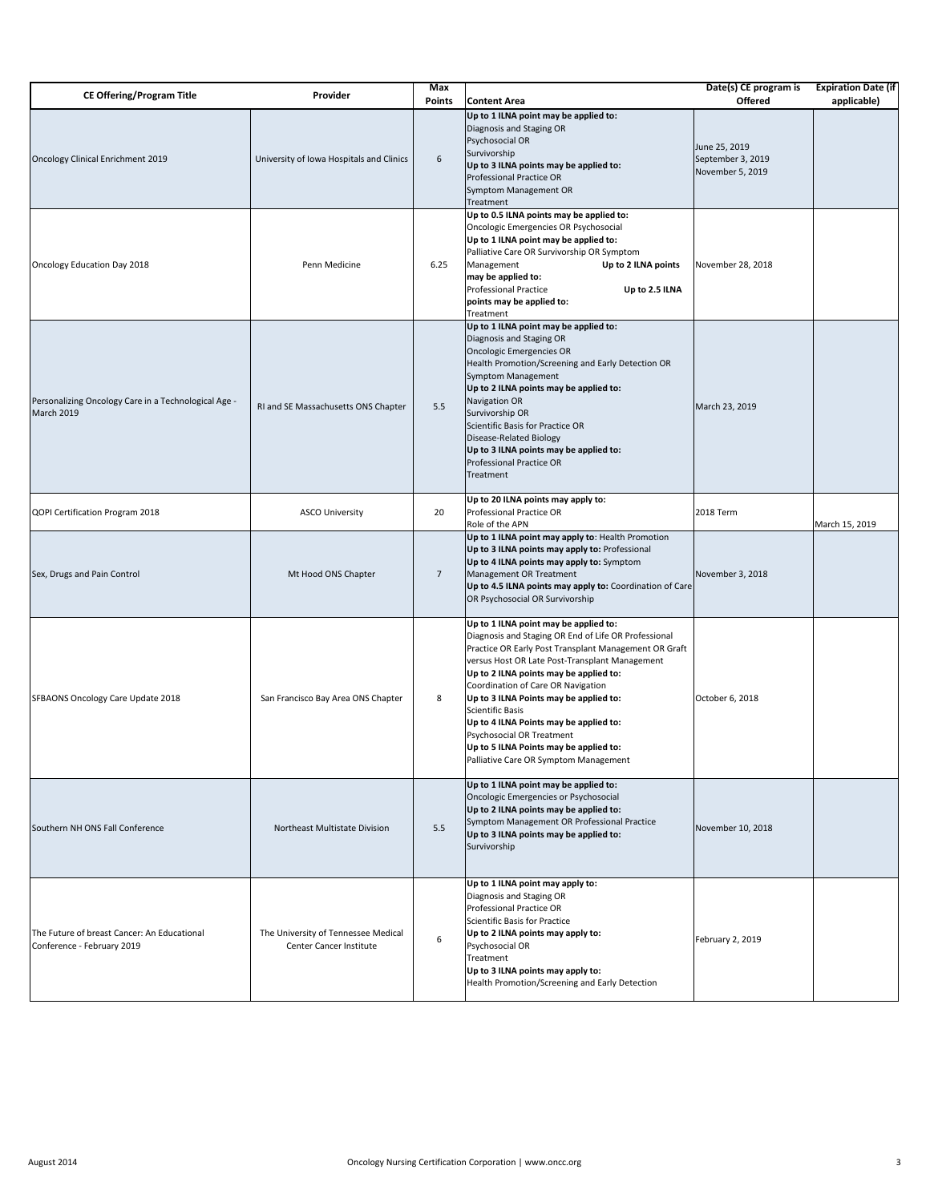| CE Offering/Program Title | Provider | Max Points | Content Area | Date(s) CE program is Offered | Expiration Date (if applicable) |
|---|---|---|---|---|---|
| Oncology Clinical Enrichment 2019 | University of Iowa Hospitals and Clinics | 6 | **Up to 1 ILNA point may be applied to:** Diagnosis and Staging OR Psychosocial OR Survivorship **Up to 3 ILNA points may be applied to:** Professional Practice OR Symptom Management OR Treatment | June 25, 2019 September 3, 2019 November 5, 2019 | |
| Oncology Education Day 2018 | Penn Medicine | 6.25 | **Up to 0.5 ILNA points may be applied to:** Oncologic Emergencies OR Psychosocial **Up to 1 ILNA point may be applied to:** Palliative Care OR Survivorship OR Symptom Management **Up to 2 ILNA points may be applied to:** Professional Practice **Up to 2.5 ILNA points may be applied to:** Treatment | November 28, 2018 | |
| Personalizing Oncology Care in a Technological Age - March 2019 | RI and SE Massachusetts ONS Chapter | 5.5 | **Up to 1 ILNA point may be applied to:** Diagnosis and Staging OR Oncologic Emergencies OR Health Promotion/Screening and Early Detection OR Symptom Management **Up to 2 ILNA points may be applied to:** Navigation OR Survivorship OR Scientific Basis for Practice OR Disease-Related Biology **Up to 3 ILNA points may be applied to:** Professional Practice OR Treatment | March 23, 2019 | |
| QOPI Certification Program 2018 | ASCO University | 20 | **Up to 20 ILNA points may apply to:** Professional Practice OR Role of the APN | 2018 Term | March 15, 2019 |
| Sex, Drugs and Pain Control | Mt Hood ONS Chapter | 7 | **Up to 1 ILNA point may apply to**: Health Promotion **Up to 3 ILNA points may apply to:** Professional **Up to 4 ILNA points may apply to:** Symptom Management OR Treatment **Up to 4.5 ILNA points may apply to:** Coordination of Care OR Psychosocial OR Survivorship | November 3, 2018 | |
| SFBAONS Oncology Care Update 2018 | San Francisco Bay Area ONS Chapter | 8 | **Up to 1 ILNA point may be applied to:** Diagnosis and Staging OR End of Life OR Professional Practice OR Early Post Transplant Management OR Graft versus Host OR Late Post-Transplant Management **Up to 2 ILNA points may be applied to:** Coordination of Care OR Navigation **Up to 3 ILNA Points may be applied to:** Scientific Basis **Up to 4 ILNA Points may be applied to:** Psychosocial OR Treatment **Up to 5 ILNA Points may be applied to:** Palliative Care OR Symptom Management | October 6, 2018 | |
| Southern NH ONS Fall Conference | Northeast Multistate Division | 5.5 | **Up to 1 ILNA point may be applied to:** Oncologic Emergencies or Psychosocial **Up to 2 ILNA points may be applied to:** Symptom Management OR Professional Practice **Up to 3 ILNA points may be applied to:** Survivorship | November 10, 2018 | |
| The Future of breast Cancer: An Educational Conference - February 2019 | The University of Tennessee Medical Center Cancer Institute | 6 | **Up to 1 ILNA point may apply to:** Diagnosis and Staging OR Professional Practice OR Scientific Basis for Practice **Up to 2 ILNA points may apply to:** Psychosocial OR Treatment **Up to 3 ILNA points may apply to:** Health Promotion/Screening and Early Detection | February 2, 2019 | |